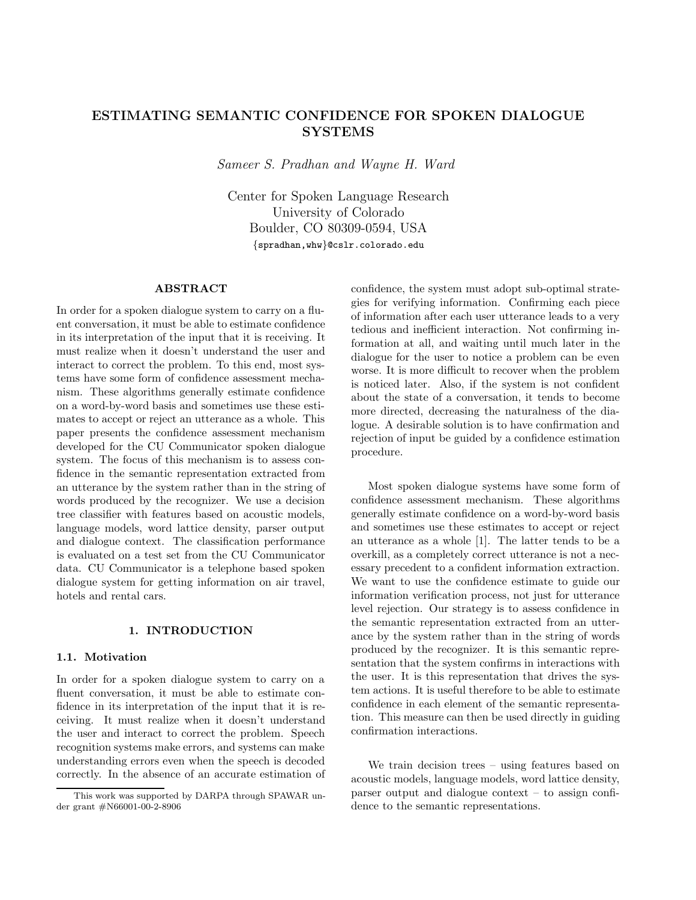# ESTIMATING SEMANTIC CONFIDENCE FOR SPOKEN DIALOGUE SYSTEMS

*Sameer S. Pradhan and Wayne H. Ward*

Center for Spoken Language Research
University of Colorado
Boulder, CO 80309-0594, USA
{spradhan,whw}@cslr.colorado.edu

## ABSTRACT

In order for a spoken dialogue system to carry on a fluent conversation, it must be able to estimate confidence in its interpretation of the input that it is receiving. It must realize when it doesn't understand the user and interact to correct the problem. To this end, most systems have some form of confidence assessment mechanism. These algorithms generally estimate confidence on a word-by-word basis and sometimes use these estimates to accept or reject an utterance as a whole. This paper presents the confidence assessment mechanism developed for the CU Communicator spoken dialogue system. The focus of this mechanism is to assess confidence in the semantic representation extracted from an utterance by the system rather than in the string of words produced by the recognizer. We use a decision tree classifier with features based on acoustic models, language models, word lattice density, parser output and dialogue context. The classification performance is evaluated on a test set from the CU Communicator data. CU Communicator is a telephone based spoken dialogue system for getting information on air travel, hotels and rental cars.

## 1. INTRODUCTION

### 1.1. Motivation

In order for a spoken dialogue system to carry on a fluent conversation, it must be able to estimate confidence in its interpretation of the input that it is receiving. It must realize when it doesn't understand the user and interact to correct the problem. Speech recognition systems make errors, and systems can make understanding errors even when the speech is decoded correctly. In the absence of an accurate estimation of confidence, the system must adopt sub-optimal strategies for verifying information. Confirming each piece of information after each user utterance leads to a very tedious and inefficient interaction. Not confirming information at all, and waiting until much later in the dialogue for the user to notice a problem can be even worse. It is more difficult to recover when the problem is noticed later. Also, if the system is not confident about the state of a conversation, it tends to become more directed, decreasing the naturalness of the dialogue. A desirable solution is to have confirmation and rejection of input be guided by a confidence estimation procedure.

Most spoken dialogue systems have some form of confidence assessment mechanism. These algorithms generally estimate confidence on a word-by-word basis and sometimes use these estimates to accept or reject an utterance as a whole [1]. The latter tends to be a overkill, as a completely correct utterance is not a necessary precedent to a confident information extraction. We want to use the confidence estimate to guide our information verification process, not just for utterance level rejection. Our strategy is to assess confidence in the semantic representation extracted from an utterance by the system rather than in the string of words produced by the recognizer. It is this semantic representation that the system confirms in interactions with the user. It is this representation that drives the system actions. It is useful therefore to be able to estimate confidence in each element of the semantic representation. This measure can then be used directly in guiding confirmation interactions.

We train decision trees – using features based on acoustic models, language models, word lattice density, parser output and dialogue context – to assign confidence to the semantic representations.

This work was supported by DARPA through SPAWAR under grant #N66001-00-2-8906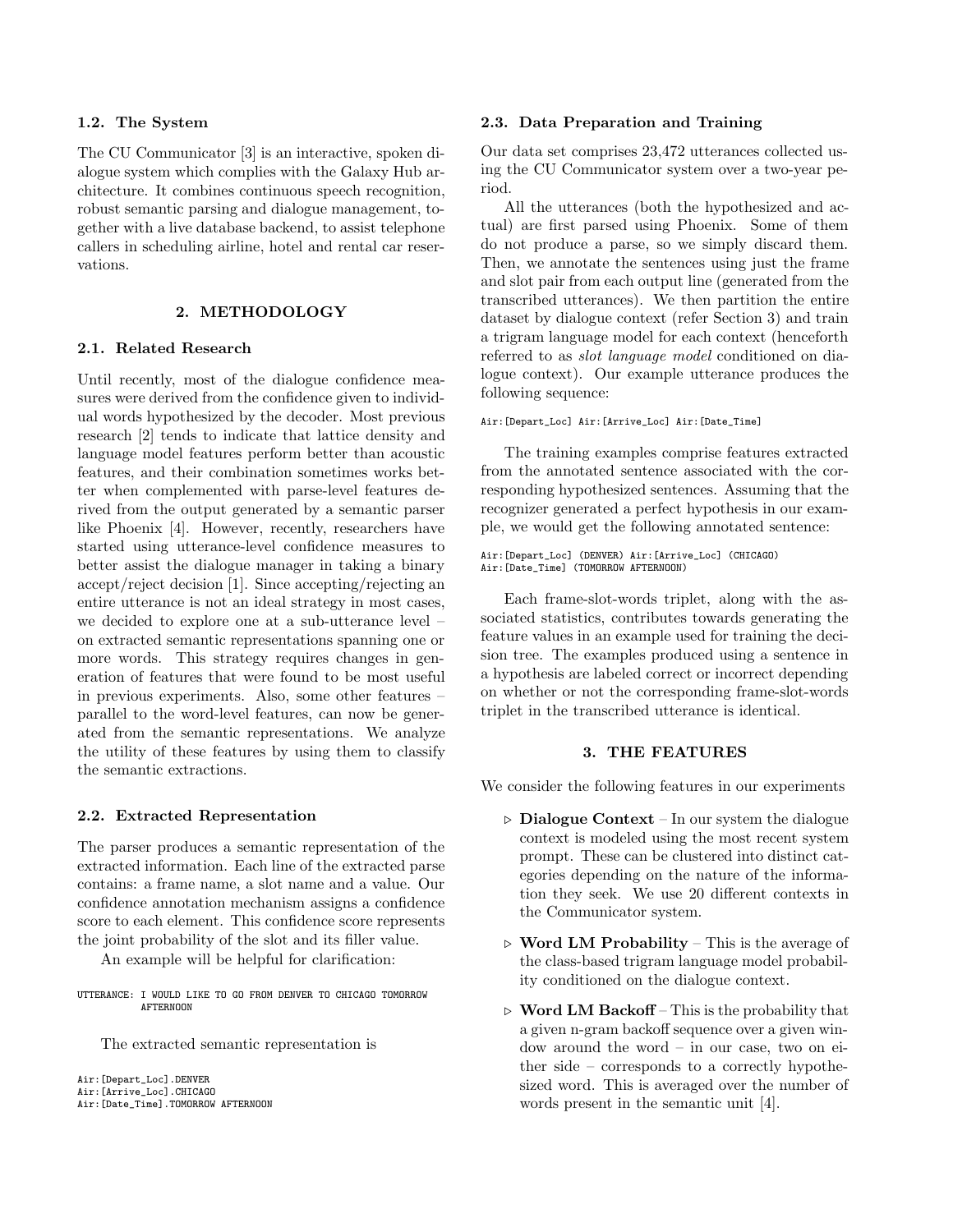### 1.2. The System

The CU Communicator [3] is an interactive, spoken dialogue system which complies with the Galaxy Hub architecture. It combines continuous speech recognition, robust semantic parsing and dialogue management, together with a live database backend, to assist telephone callers in scheduling airline, hotel and rental car reservations.

## 2. METHODOLOGY

### 2.1. Related Research

Until recently, most of the dialogue confidence measures were derived from the confidence given to individual words hypothesized by the decoder. Most previous research [2] tends to indicate that lattice density and language model features perform better than acoustic features, and their combination sometimes works better when complemented with parse-level features derived from the output generated by a semantic parser like Phoenix [4]. However, recently, researchers have started using utterance-level confidence measures to better assist the dialogue manager in taking a binary accept/reject decision [1]. Since accepting/rejecting an entire utterance is not an ideal strategy in most cases, we decided to explore one at a sub-utterance level – on extracted semantic representations spanning one or more words. This strategy requires changes in generation of features that were found to be most useful in previous experiments. Also, some other features – parallel to the word-level features, can now be generated from the semantic representations. We analyze the utility of these features by using them to classify the semantic extractions.

### 2.2. Extracted Representation

The parser produces a semantic representation of the extracted information. Each line of the extracted parse contains: a frame name, a slot name and a value. Our confidence annotation mechanism assigns a confidence score to each element. This confidence score represents the joint probability of the slot and its filler value.

An example will be helpful for clarification:

```
UTTERANCE: I WOULD LIKE TO GO FROM DENVER TO CHICAGO TOMORROW
           AFTERNOON
```

The extracted semantic representation is

```
Air:[Depart_Loc].DENVER
Air:[Arrive_Loc].CHICAGO
Air:[Date_Time].TOMORROW AFTERNOON
```

### 2.3. Data Preparation and Training

Our data set comprises 23,472 utterances collected using the CU Communicator system over a two-year period.

All the utterances (both the hypothesized and actual) are first parsed using Phoenix. Some of them do not produce a parse, so we simply discard them. Then, we annotate the sentences using just the frame and slot pair from each output line (generated from the transcribed utterances). We then partition the entire dataset by dialogue context (refer Section 3) and train a trigram language model for each context (henceforth referred to as *slot language model* conditioned on dialogue context). Our example utterance produces the following sequence:

```
Air:[Depart_Loc] Air:[Arrive_Loc] Air:[Date_Time]
```

The training examples comprise features extracted from the annotated sentence associated with the corresponding hypothesized sentences. Assuming that the recognizer generated a perfect hypothesis in our example, we would get the following annotated sentence:

```
Air:[Depart_Loc] (DENVER) Air:[Arrive_Loc] (CHICAGO)
Air:[Date_Time] (TOMORROW AFTERNOON)
```

Each frame-slot-words triplet, along with the associated statistics, contributes towards generating the feature values in an example used for training the decision tree. The examples produced using a sentence in a hypothesis are labeled correct or incorrect depending on whether or not the corresponding frame-slot-words triplet in the transcribed utterance is identical.

## 3. THE FEATURES

We consider the following features in our experiments

- ▷ **Dialogue Context** – In our system the dialogue context is modeled using the most recent system prompt. These can be clustered into distinct categories depending on the nature of the information they seek. We use 20 different contexts in the Communicator system.
- ▷ **Word LM Probability** – This is the average of the class-based trigram language model probability conditioned on the dialogue context.
- ▷ **Word LM Backoff** – This is the probability that a given n-gram backoff sequence over a given window around the word – in our case, two on either side – corresponds to a correctly hypothesized word. This is averaged over the number of words present in the semantic unit [4].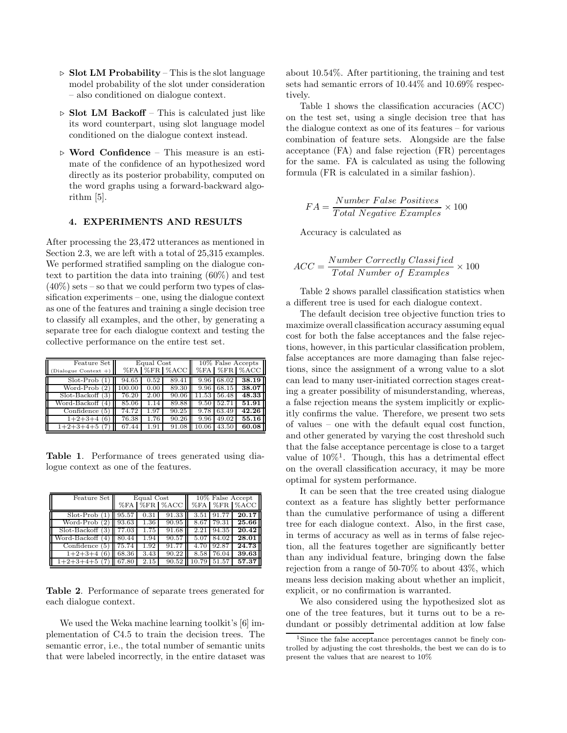- ▷ **Slot LM Probability** – This is the slot language model probability of the slot under consideration – also conditioned on dialogue context.
- ▷ **Slot LM Backoff** – This is calculated just like its word counterpart, using slot language model conditioned on the dialogue context instead.
- ▷ **Word Confidence** – This measure is an estimate of the confidence of an hypothesized word directly as its posterior probability, computed on the word graphs using a forward-backward algorithm [5].

## 4. EXPERIMENTS AND RESULTS

After processing the 23,472 utterances as mentioned in Section 2.3, we are left with a total of 25,315 examples. We performed stratified sampling on the dialogue context to partition the data into training (60%) and test (40%) sets – so that we could perform two types of classification experiments – one, using the dialogue context as one of the features and training a single decision tree to classify all examples, and the other, by generating a separate tree for each dialogue context and testing the collective performance on the entire test set.

| Feature Set (Dialogue Context +) | Equal Cost | | | 10% False Accepts | | |
|---|---|---|---|---|---|---|
| | %FA | %FR | %ACC | %FA | %FR | %ACC |
| Slot-Prob (1) | 94.65 | 0.52 | 89.41 | 9.96 | 68.02 | **38.19** |
| Word-Prob (2) | 100.00 | 0.00 | 89.30 | 9.96 | 68.15 | **38.07** |
| Slot-Backoff (3) | 76.20 | 2.00 | 90.06 | 11.53 | 56.48 | **48.33** |
| Word-Backoff (4) | 85.06 | 1.14 | 89.88 | 9.50 | 52.71 | **51.91** |
| Confidence (5) | 74.72 | 1.97 | 90.25 | 9.78 | 63.49 | **42.26** |
| 1+2+3+4 (6) | 76.38 | 1.76 | 90.26 | 9.96 | 49.02 | **55.16** |
| 1+2+3+4+5 (7) | 67.44 | 1.91 | 91.08 | 10.06 | 43.50 | **60.08** |

**Table 1**. Performance of trees generated using dialogue context as one of the features.

| Feature Set | Equal Cost | | | 10% False Accept | | |
|---|---|---|---|---|---|---|
| | %FA | %FR | %ACC | %FA | %FR | %ACC |
| Slot-Prob (1) | 95.57 | 0.31 | 91.33 | 3.51 | 91.77 | **20.17** |
| Word-Prob (2) | 93.63 | 1.36 | 90.95 | 8.67 | 79.31 | **25.66** |
| Slot-Backoff (3) | 77.03 | 1.75 | 91.68 | 2.21 | 94.35 | **20.42** |
| Word-Backoff (4) | 80.44 | 1.94 | 90.57 | 5.07 | 84.02 | **28.01** |
| Confidence (5) | 75.74 | 1.92 | 91.77 | 4.70 | 92.87 | **24.73** |
| 1+2+3+4 (6) | 68.36 | 3.43 | 90.22 | 8.58 | 76.04 | **39.63** |
| 1+2+3+4+5 (7) | 67.80 | 2.15 | 90.52 | 10.79 | 51.57 | **57.37** |

**Table 2**. Performance of separate trees generated for each dialogue context.

We used the Weka machine learning toolkit's [6] implementation of C4.5 to train the decision trees. The semantic error, i.e., the total number of semantic units that were labeled incorrectly, in the entire dataset was about 10.54%. After partitioning, the training and test sets had semantic errors of 10.44% and 10.69% respectively.

Table 1 shows the classification accuracies (ACC) on the test set, using a single decision tree that has the dialogue context as one of its features – for various combination of feature sets. Alongside are the false acceptance (FA) and false rejection (FR) percentages for the same. FA is calculated as using the following formula (FR is calculated in a similar fashion).

$$FA = \frac{Number\ False\ Positives}{Total\ Negative\ Examples} \times 100$$

Accuracy is calculated as

$$ACC = \frac{Number\ Correctly\ Classified}{Total\ Number\ of\ Examples} \times 100$$

Table 2 shows parallel classification statistics when a different tree is used for each dialogue context.

The default decision tree objective function tries to maximize overall classification accuracy assuming equal cost for both the false acceptances and the false rejections, however, in this particular classification problem, false acceptances are more damaging than false rejections, since the assignment of a wrong value to a slot can lead to many user-initiated correction stages creating a greater possibility of misunderstanding, whereas, a false rejection means the system implicitly or explicitly confirms the value. Therefore, we present two sets of values – one with the default equal cost function, and other generated by varying the cost threshold such that the false acceptance percentage is close to a target value of 10%[1]. Though, this has a detrimental effect on the overall classification accuracy, it may be more optimal for system performance.

It can be seen that the tree created using dialogue context as a feature has slightly better performance than the cumulative performance of using a different tree for each dialogue context. Also, in the first case, in terms of accuracy as well as in terms of false rejection, all the features together are significantly better than any individual feature, bringing down the false rejection from a range of 50-70% to about 43%, which means less decision making about whether an implicit, explicit, or no confirmation is warranted.

We also considered using the hypothesized slot as one of the tree features, but it turns out to be a redundant or possibly detrimental addition at low false

[1] Since the false acceptance percentages cannot be finely controlled by adjusting the cost thresholds, the best we can do is to present the values that are nearest to 10%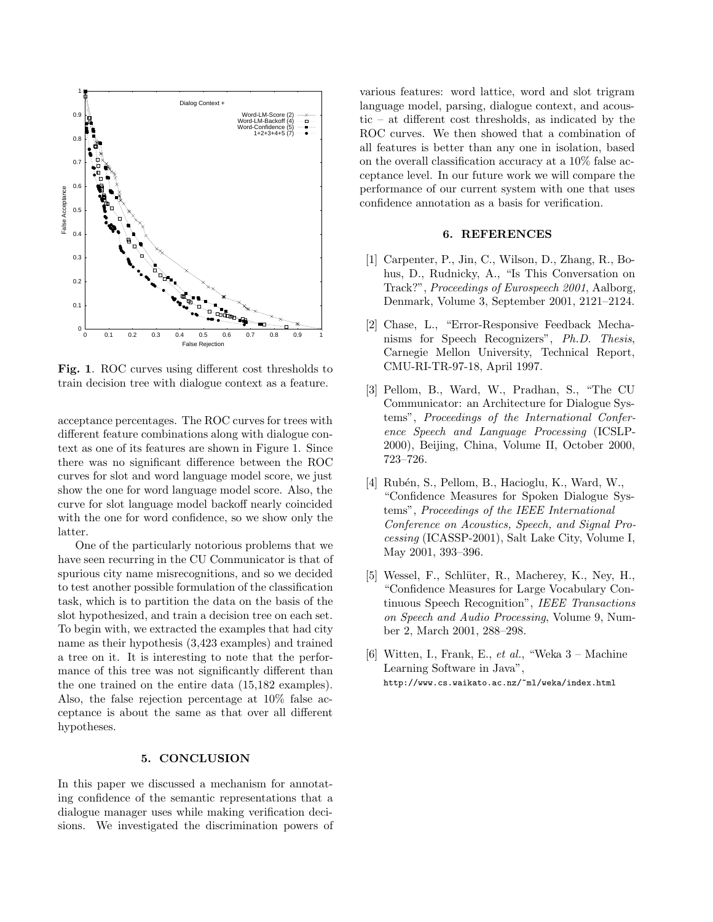Dialog Context +

Word-LM-Score (2)
Word-LM-Backoff (4)
Word-Confidence (5)
1+2+3+4+5 (7)

False Acceptance

False Rejection

0 0.1 0.2 0.3 0.4 0.5 0.6 0.7 0.8 0.9 1

**Fig. 1**. ROC curves using different cost thresholds to train decision tree with dialogue context as a feature.

acceptance percentages. The ROC curves for trees with different feature combinations along with dialogue context as one of its features are shown in Figure 1. Since there was no significant difference between the ROC curves for slot and word language model score, we just show the one for word language model score. Also, the curve for slot language model backoff nearly coincided with the one for word confidence, so we show only the latter.

One of the particularly notorious problems that we have seen recurring in the CU Communicator is that of spurious city name misrecognitions, and so we decided to test another possible formulation of the classification task, which is to partition the data on the basis of the slot hypothesized, and train a decision tree on each set. To begin with, we extracted the examples that had city name as their hypothesis (3,423 examples) and trained a tree on it. It is interesting to note that the performance of this tree was not significantly different than the one trained on the entire data (15,182 examples). Also, the false rejection percentage at 10% false acceptance is about the same as that over all different hypotheses.

## 5. CONCLUSION

In this paper we discussed a mechanism for annotating confidence of the semantic representations that a dialogue manager uses while making verification decisions. We investigated the discrimination powers of various features: word lattice, word and slot trigram language model, parsing, dialogue context, and acoustic – at different cost thresholds, as indicated by the ROC curves. We then showed that a combination of all features is better than any one in isolation, based on the overall classification accuracy at a 10% false acceptance level. In our future work we will compare the performance of our current system with one that uses confidence annotation as a basis for verification.

## 6. REFERENCES

[1] Carpenter, P., Jin, C., Wilson, D., Zhang, R., Bohus, D., Rudnicky, A., "Is This Conversation on Track?", *Proceedings of Eurospeech 2001*, Aalborg, Denmark, Volume 3, September 2001, 2121–2124.

[2] Chase, L., "Error-Responsive Feedback Mechanisms for Speech Recognizers", *Ph.D. Thesis*, Carnegie Mellon University, Technical Report, CMU-RI-TR-97-18, April 1997.

[3] Pellom, B., Ward, W., Pradhan, S., "The CU Communicator: an Architecture for Dialogue Systems", *Proceedings of the International Conference Speech and Language Processing* (ICSLP-2000), Beijing, China, Volume II, October 2000, 723–726.

[4] Rubén, S., Pellom, B., Hacioglu, K., Ward, W., "Confidence Measures for Spoken Dialogue Systems", *Proceedings of the IEEE International Conference on Acoustics, Speech, and Signal Processing* (ICASSP-2001), Salt Lake City, Volume I, May 2001, 393–396.

[5] Wessel, F., Schlüter, R., Macherey, K., Ney, H., "Confidence Measures for Large Vocabulary Continuous Speech Recognition", *IEEE Transactions on Speech and Audio Processing*, Volume 9, Number 2, March 2001, 288–298.

[6] Witten, I., Frank, E., *et al.*, "Weka 3 – Machine Learning Software in Java", `http://www.cs.waikato.ac.nz/~ml/weka/index.html`